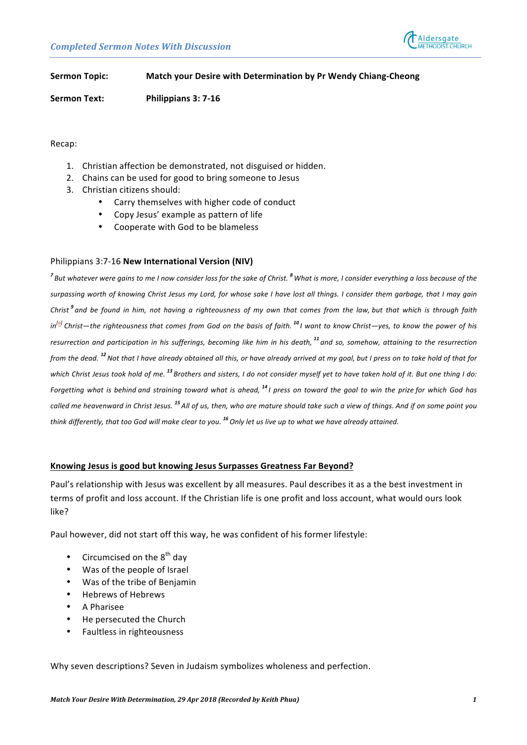**Sermon Topic:** **Match your Desire with Determination by Pr Wendy Chiang-Cheong**

**Sermon Text:** **Philippians 3: 7-16**

Recap:

1. Christian affection be demonstrated, not disguised or hidden.
2. Chains can be used for good to bring someone to Jesus
3. Christian citizens should:
   - Carry themselves with higher code of conduct
   - Copy Jesus' example as pattern of life
   - Cooperate with God to be blameless

Philippians 3:7-16 **New International Version (NIV)**

*[7] But whatever were gains to me I now consider loss for the sake of Christ. [8] What is more, I consider everything a loss because of the surpassing worth of knowing Christ Jesus my Lord, for whose sake I have lost all things. I consider them garbage, that I may gain Christ [9] and be found in him, not having a righteousness of my own that comes from the law, but that which is through faith in[a] Christ—the righteousness that comes from God on the basis of faith. [10] I want to know Christ—yes, to know the power of his resurrection and participation in his sufferings, becoming like him in his death, [11] and so, somehow, attaining to the resurrection from the dead. [12] Not that I have already obtained all this, or have already arrived at my goal, but I press on to take hold of that for which Christ Jesus took hold of me. [13] Brothers and sisters, I do not consider myself yet to have taken hold of it. But one thing I do: Forgetting what is behind and straining toward what is ahead, [14] I press on toward the goal to win the prize for which God has called me heavenward in Christ Jesus. [15] All of us, then, who are mature should take such a view of things. And if on some point you think differently, that too God will make clear to you. [16] Only let us live up to what we have already attained.*

**<u>Knowing Jesus is good but knowing Jesus Surpasses Greatness Far Beyond?</u>**

Paul's relationship with Jesus was excellent by all measures. Paul describes it as a the best investment in terms of profit and loss account. If the Christian life is one profit and loss account, what would ours look like?

Paul however, did not start off this way, he was confident of his former lifestyle:

- Circumcised on the 8th day
- Was of the people of Israel
- Was of the tribe of Benjamin
- Hebrews of Hebrews
- A Pharisee
- He persecuted the Church
- Faultless in righteousness

Why seven descriptions? Seven in Judaism symbolizes wholeness and perfection.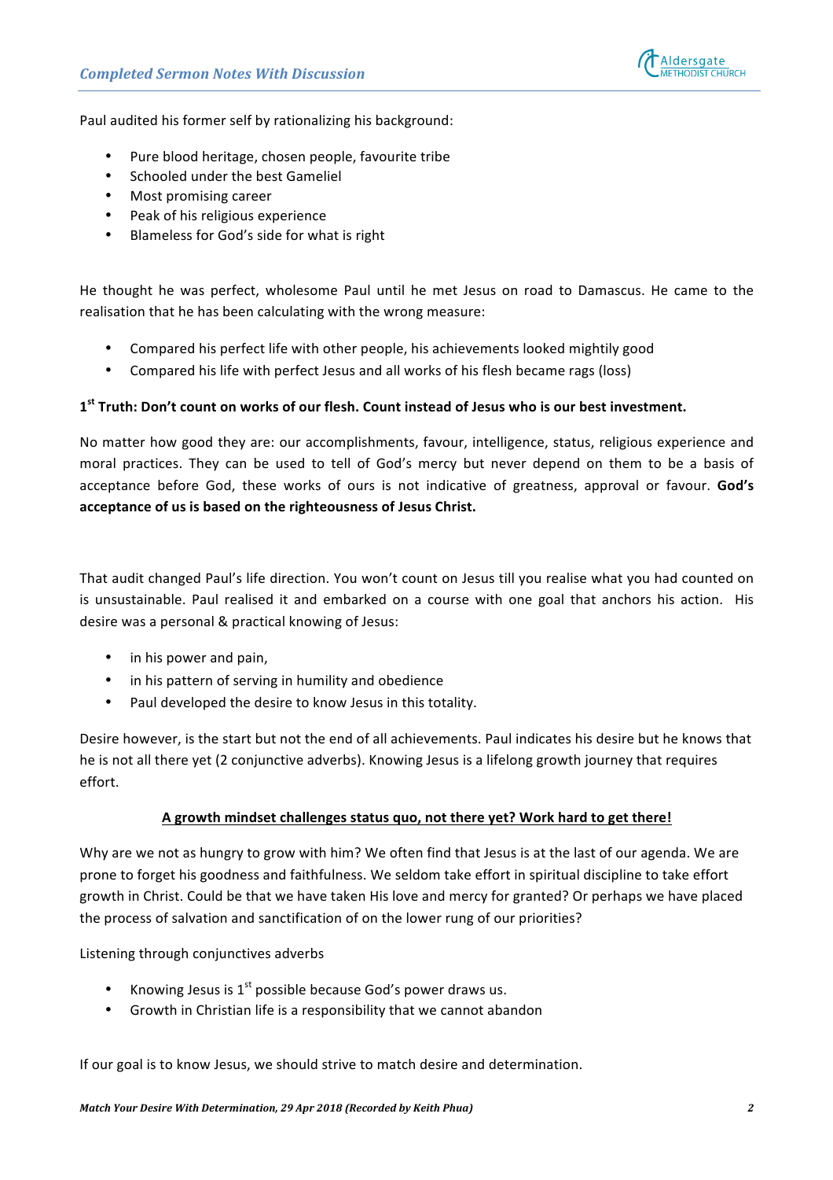Paul audited his former self by rationalizing his background:

- Pure blood heritage, chosen people, favourite tribe
- Schooled under the best Gameliel
- Most promising career
- Peak of his religious experience
- Blameless for God's side for what is right

He thought he was perfect, wholesome Paul until he met Jesus on road to Damascus. He came to the realisation that he has been calculating with the wrong measure:

- Compared his perfect life with other people, his achievements looked mightily good
- Compared his life with perfect Jesus and all works of his flesh became rags (loss)

**1st Truth: Don't count on works of our flesh. Count instead of Jesus who is our best investment.**

No matter how good they are: our accomplishments, favour, intelligence, status, religious experience and moral practices. They can be used to tell of God's mercy but never depend on them to be a basis of acceptance before God, these works of ours is not indicative of greatness, approval or favour. **God's acceptance of us is based on the righteousness of Jesus Christ.**

That audit changed Paul's life direction. You won't count on Jesus till you realise what you had counted on is unsustainable. Paul realised it and embarked on a course with one goal that anchors his action. His desire was a personal & practical knowing of Jesus:

- in his power and pain,
- in his pattern of serving in humility and obedience
- Paul developed the desire to know Jesus in this totality.

Desire however, is the start but not the end of all achievements. Paul indicates his desire but he knows that he is not all there yet (2 conjunctive adverbs). Knowing Jesus is a lifelong growth journey that requires effort.

**<u>A growth mindset challenges status quo, not there yet? Work hard to get there!</u>**

Why are we not as hungry to grow with him? We often find that Jesus is at the last of our agenda. We are prone to forget his goodness and faithfulness. We seldom take effort in spiritual discipline to take effort growth in Christ. Could be that we have taken His love and mercy for granted? Or perhaps we have placed the process of salvation and sanctification of on the lower rung of our priorities?

Listening through conjunctives adverbs

- Knowing Jesus is 1st possible because God's power draws us.
- Growth in Christian life is a responsibility that we cannot abandon

If our goal is to know Jesus, we should strive to match desire and determination.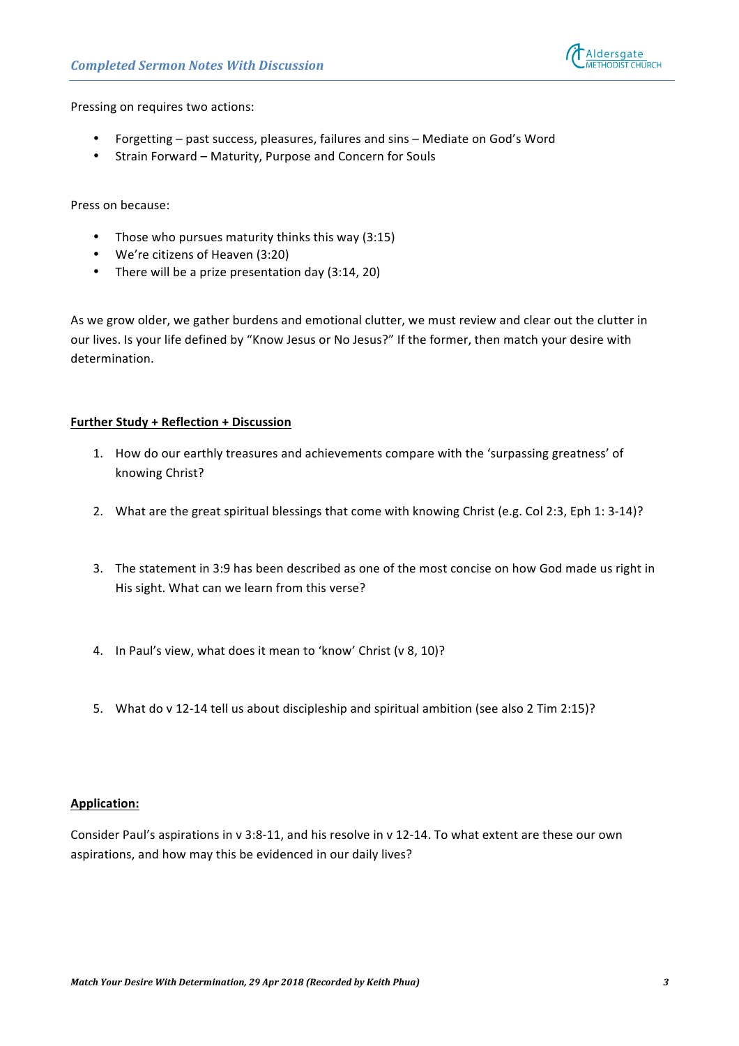Pressing on requires two actions:

- Forgetting – past success, pleasures, failures and sins – Mediate on God's Word
- Strain Forward – Maturity, Purpose and Concern for Souls

Press on because:

- Those who pursues maturity thinks this way (3:15)
- We're citizens of Heaven (3:20)
- There will be a prize presentation day (3:14, 20)

As we grow older, we gather burdens and emotional clutter, we must review and clear out the clutter in our lives. Is your life defined by "Know Jesus or No Jesus?" If the former, then match your desire with determination.

**Further Study + Reflection + Discussion**

1. How do our earthly treasures and achievements compare with the 'surpassing greatness' of knowing Christ?

2. What are the great spiritual blessings that come with knowing Christ (e.g. Col 2:3, Eph 1: 3-14)?

3. The statement in 3:9 has been described as one of the most concise on how God made us right in His sight. What can we learn from this verse?

4. In Paul's view, what does it mean to 'know' Christ (v 8, 10)?

5. What do v 12-14 tell us about discipleship and spiritual ambition (see also 2 Tim 2:15)?

**Application:**

Consider Paul's aspirations in v 3:8-11, and his resolve in v 12-14. To what extent are these our own aspirations, and how may this be evidenced in our daily lives?